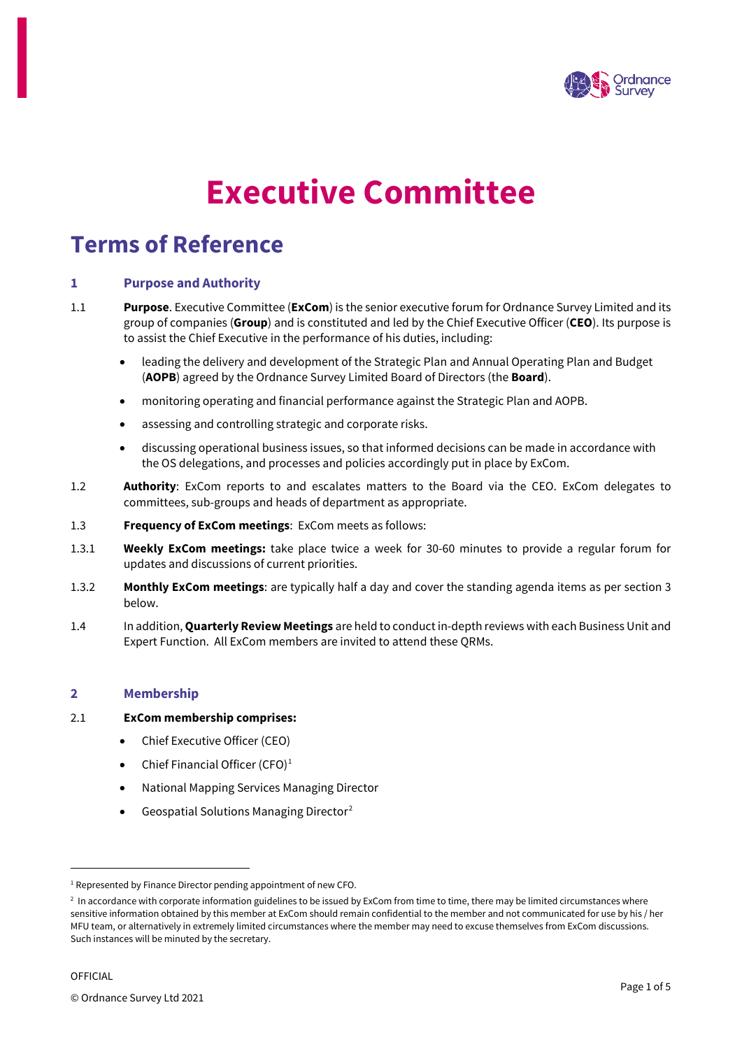# Executive Committee

## Terms of Reference

### 1 Purpose and Authority

1.1 **Purpose**. Executive Committee (**ExCom**) is the senior executive forum for Ordnance Survey Limited and its group of companies (**Group**) and is constituted and led by the Chief Executive Officer (**CEO**). Its purpose is to assist the Chief Executive in the performance of his duties, including:

- leading the delivery and development of the Strategic Plan and Annual Operating Plan and Budget (**AOPB**) agreed by the Ordnance Survey Limited Board of Directors (the **Board**).
- monitoring operating and financial performance against the Strategic Plan and AOPB.
- assessing and controlling strategic and corporate risks.
- discussing operational business issues, so that informed decisions can be made in accordance with the OS delegations, and processes and policies accordingly put in place by ExCom.

1.2 **Authority**: ExCom reports to and escalates matters to the Board via the CEO. ExCom delegates to committees, sub-groups and heads of department as appropriate.

1.3 **Frequency of ExCom meetings**: ExCom meets as follows:

1.3.1 **Weekly ExCom meetings:** take place twice a week for 30-60 minutes to provide a regular forum for updates and discussions of current priorities.

1.3.2 **Monthly ExCom meetings**: are typically half a day and cover the standing agenda items as per section 3 below.

1.4 In addition, **Quarterly Review Meetings** are held to conduct in-depth reviews with each Business Unit and Expert Function. All ExCom members are invited to attend these QRMs.

### 2 Membership

2.1 **ExCom membership comprises:**

- Chief Executive Officer (CEO)
- Chief Financial Officer (CFO)[1]
- National Mapping Services Managing Director
- Geospatial Solutions Managing Director[2]

---

[1] Represented by Finance Director pending appointment of new CFO.

[2] In accordance with corporate information guidelines to be issued by ExCom from time to time, there may be limited circumstances where sensitive information obtained by this member at ExCom should remain confidential to the member and not communicated for use by his / her MFU team, or alternatively in extremely limited circumstances where the member may need to excuse themselves from ExCom discussions. Such instances will be minuted by the secretary.

OFFICIAL

© Ordnance Survey Ltd 2021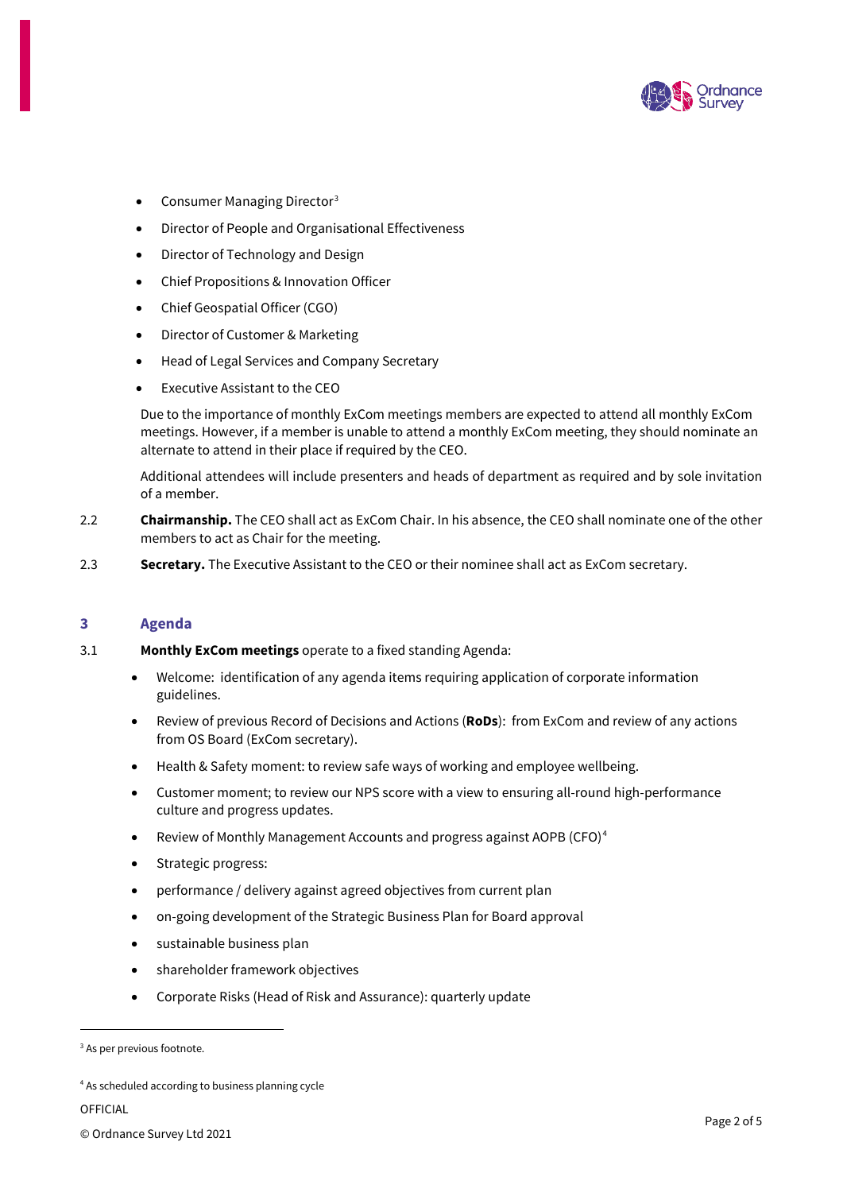- Consumer Managing Director[3]
- Director of People and Organisational Effectiveness
- Director of Technology and Design
- Chief Propositions & Innovation Officer
- Chief Geospatial Officer (CGO)
- Director of Customer & Marketing
- Head of Legal Services and Company Secretary
- Executive Assistant to the CEO

Due to the importance of monthly ExCom meetings members are expected to attend all monthly ExCom meetings. However, if a member is unable to attend a monthly ExCom meeting, they should nominate an alternate to attend in their place if required by the CEO.

Additional attendees will include presenters and heads of department as required and by sole invitation of a member.

2.2 **Chairmanship.** The CEO shall act as ExCom Chair. In his absence, the CEO shall nominate one of the other members to act as Chair for the meeting.

2.3 **Secretary.** The Executive Assistant to the CEO or their nominee shall act as ExCom secretary.

## 3 Agenda

3.1 **Monthly ExCom meetings** operate to a fixed standing Agenda:

- Welcome: identification of any agenda items requiring application of corporate information guidelines.
- Review of previous Record of Decisions and Actions (**RoDs**): from ExCom and review of any actions from OS Board (ExCom secretary).
- Health & Safety moment: to review safe ways of working and employee wellbeing.
- Customer moment; to review our NPS score with a view to ensuring all-round high-performance culture and progress updates.
- Review of Monthly Management Accounts and progress against AOPB (CFO)[4]
- Strategic progress:
- performance / delivery against agreed objectives from current plan
- on-going development of the Strategic Business Plan for Board approval
- sustainable business plan
- shareholder framework objectives
- Corporate Risks (Head of Risk and Assurance): quarterly update

---

[3] As per previous footnote.

[4] As scheduled according to business planning cycle

OFFICIAL

© Ordnance Survey Ltd 2021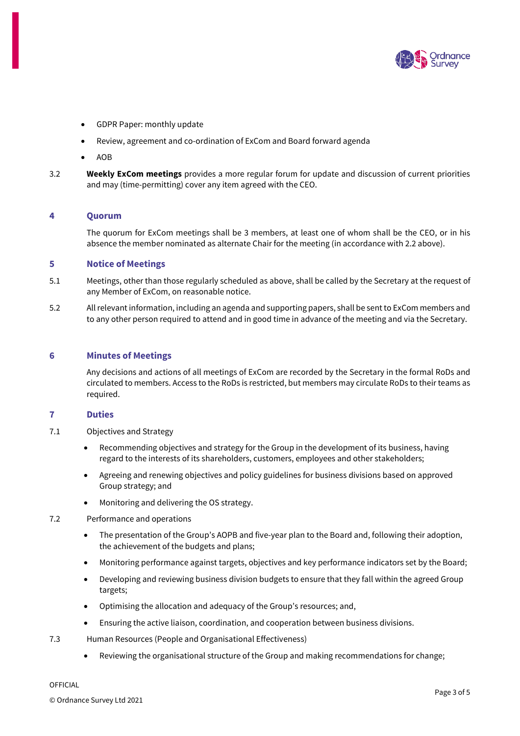- GDPR Paper: monthly update
- Review, agreement and co-ordination of ExCom and Board forward agenda
- AOB

3.2 **Weekly ExCom meetings** provides a more regular forum for update and discussion of current priorities and may (time-permitting) cover any item agreed with the CEO.

## 4 Quorum

The quorum for ExCom meetings shall be 3 members, at least one of whom shall be the CEO, or in his absence the member nominated as alternate Chair for the meeting (in accordance with 2.2 above).

## 5 Notice of Meetings

5.1 Meetings, other than those regularly scheduled as above, shall be called by the Secretary at the request of any Member of ExCom, on reasonable notice.

5.2 All relevant information, including an agenda and supporting papers, shall be sent to ExCom members and to any other person required to attend and in good time in advance of the meeting and via the Secretary.

## 6 Minutes of Meetings

Any decisions and actions of all meetings of ExCom are recorded by the Secretary in the formal RoDs and circulated to members. Access to the RoDs is restricted, but members may circulate RoDs to their teams as required.

## 7 Duties

7.1 Objectives and Strategy

- Recommending objectives and strategy for the Group in the development of its business, having regard to the interests of its shareholders, customers, employees and other stakeholders;
- Agreeing and renewing objectives and policy guidelines for business divisions based on approved Group strategy; and
- Monitoring and delivering the OS strategy.

7.2 Performance and operations

- The presentation of the Group's AOPB and five-year plan to the Board and, following their adoption, the achievement of the budgets and plans;
- Monitoring performance against targets, objectives and key performance indicators set by the Board;
- Developing and reviewing business division budgets to ensure that they fall within the agreed Group targets;
- Optimising the allocation and adequacy of the Group's resources; and,
- Ensuring the active liaison, coordination, and cooperation between business divisions.

7.3 Human Resources (People and Organisational Effectiveness)

- Reviewing the organisational structure of the Group and making recommendations for change;

OFFICIAL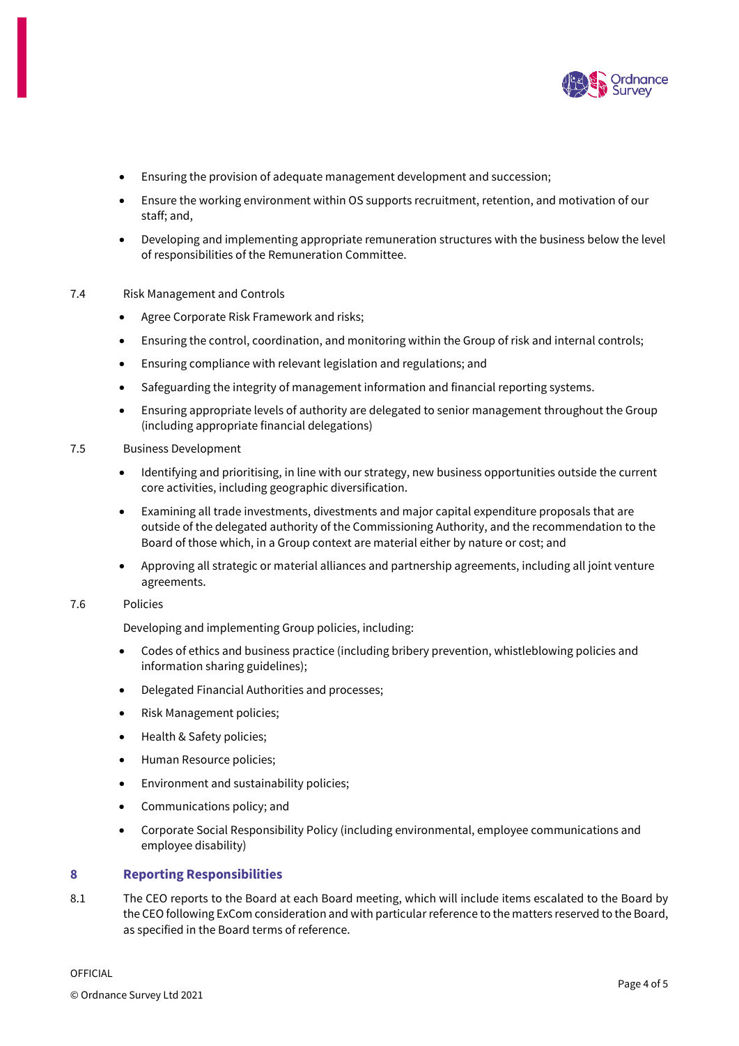- Ensuring the provision of adequate management development and succession;
- Ensure the working environment within OS supports recruitment, retention, and motivation of our staff; and,
- Developing and implementing appropriate remuneration structures with the business below the level of responsibilities of the Remuneration Committee.

7.4 Risk Management and Controls

- Agree Corporate Risk Framework and risks;
- Ensuring the control, coordination, and monitoring within the Group of risk and internal controls;
- Ensuring compliance with relevant legislation and regulations; and
- Safeguarding the integrity of management information and financial reporting systems.
- Ensuring appropriate levels of authority are delegated to senior management throughout the Group (including appropriate financial delegations)

7.5 Business Development

- Identifying and prioritising, in line with our strategy, new business opportunities outside the current core activities, including geographic diversification.
- Examining all trade investments, divestments and major capital expenditure proposals that are outside of the delegated authority of the Commissioning Authority, and the recommendation to the Board of those which, in a Group context are material either by nature or cost; and
- Approving all strategic or material alliances and partnership agreements, including all joint venture agreements.

7.6 Policies

Developing and implementing Group policies, including:

- Codes of ethics and business practice (including bribery prevention, whistleblowing policies and information sharing guidelines);
- Delegated Financial Authorities and processes;
- Risk Management policies;
- Health & Safety policies;
- Human Resource policies;
- Environment and sustainability policies;
- Communications policy; and
- Corporate Social Responsibility Policy (including environmental, employee communications and employee disability)

## 8 Reporting Responsibilities

8.1 The CEO reports to the Board at each Board meeting, which will include items escalated to the Board by the CEO following ExCom consideration and with particular reference to the matters reserved to the Board, as specified in the Board terms of reference.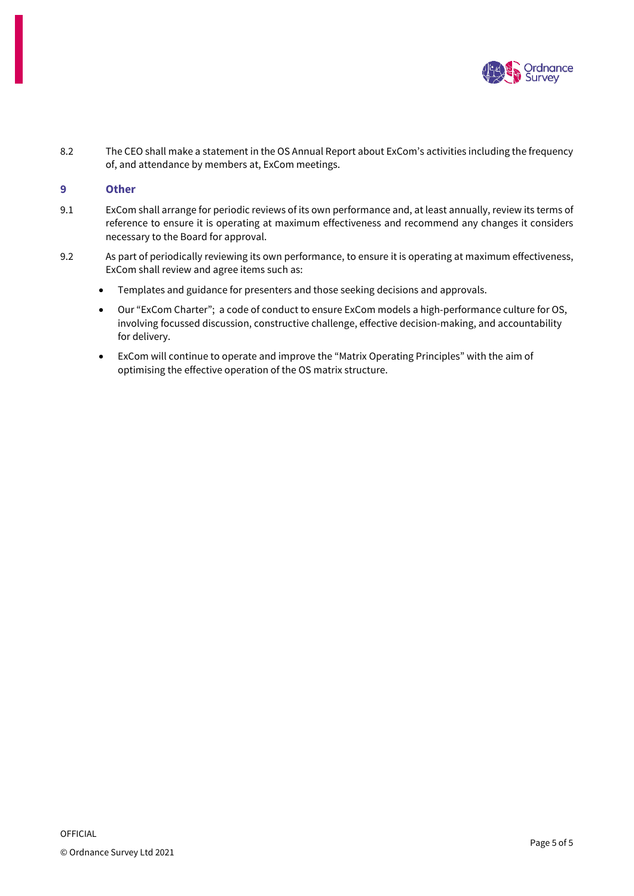8.2 The CEO shall make a statement in the OS Annual Report about ExCom's activities including the frequency of, and attendance by members at, ExCom meetings.

## 9 Other

9.1 ExCom shall arrange for periodic reviews of its own performance and, at least annually, review its terms of reference to ensure it is operating at maximum effectiveness and recommend any changes it considers necessary to the Board for approval.

9.2 As part of periodically reviewing its own performance, to ensure it is operating at maximum effectiveness, ExCom shall review and agree items such as:

- Templates and guidance for presenters and those seeking decisions and approvals.
- Our "ExCom Charter"; a code of conduct to ensure ExCom models a high-performance culture for OS, involving focussed discussion, constructive challenge, effective decision-making, and accountability for delivery.
- ExCom will continue to operate and improve the "Matrix Operating Principles" with the aim of optimising the effective operation of the OS matrix structure.